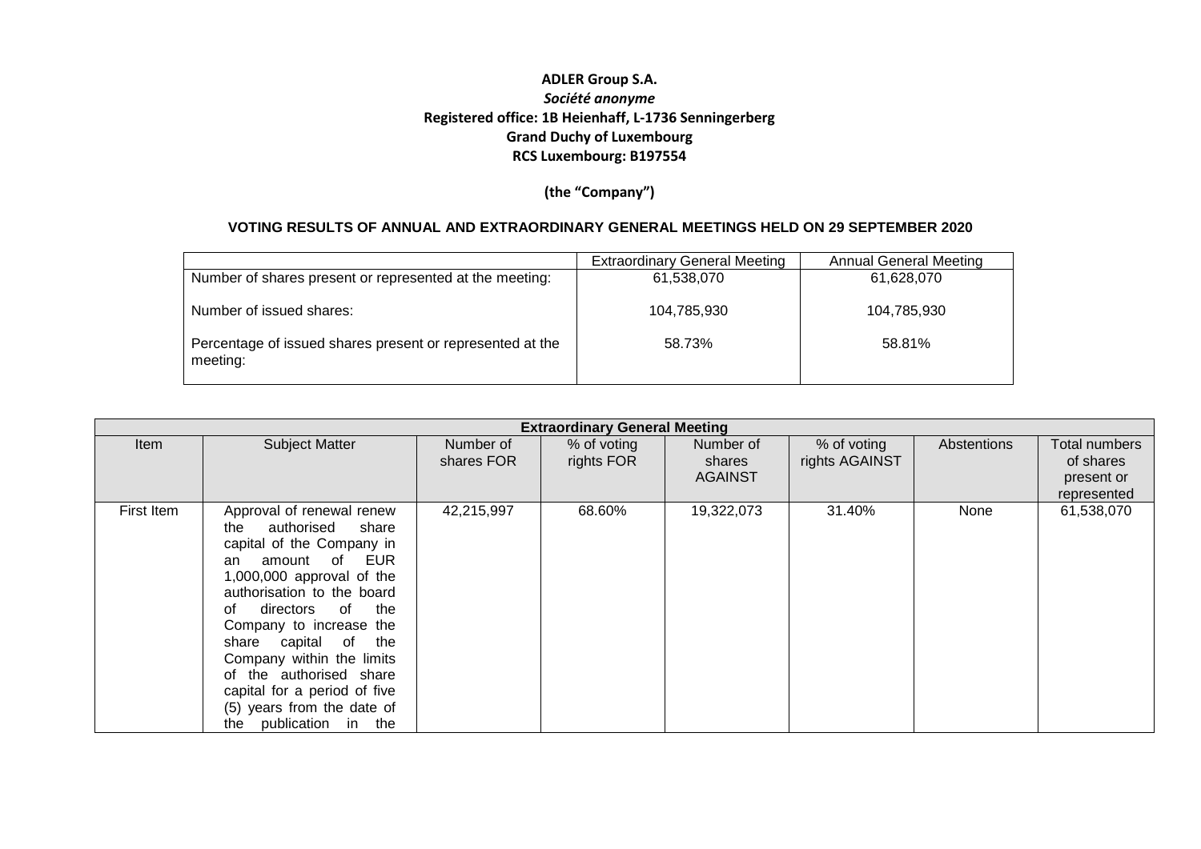**ADLER Group S.A.**
***Société anonyme***
**Registered office: 1B Heienhaff, L-1736 Senningerberg**
**Grand Duchy of Luxembourg**
**RCS Luxembourg: B197554**

**(the "Company")**

**VOTING RESULTS OF ANNUAL AND EXTRAORDINARY GENERAL MEETINGS HELD ON 29 SEPTEMBER 2020**

| | Extraordinary General Meeting | Annual General Meeting |
|---|---|---|
| Number of shares present or represented at the meeting: | 61,538,070 | 61,628,070 |
| Number of issued shares: | 104,785,930 | 104,785,930 |
| Percentage of issued shares present or represented at the meeting: | 58.73% | 58.81% |

| **Extraordinary General Meeting** | | | | | | | |
|---|---|---|---|---|---|---|---|
| Item | Subject Matter | Number of shares FOR | % of voting rights FOR | Number of shares AGAINST | % of voting rights AGAINST | Abstentions | Total numbers of shares present or represented |
| First Item | Approval of renewal renew the authorised share capital of the Company in an amount of EUR 1,000,000 approval of the authorisation to the board of directors of the Company to increase the share capital of the Company within the limits of the authorised share capital for a period of five (5) years from the date of the publication in the | 42,215,997 | 68.60% | 19,322,073 | 31.40% | None | 61,538,070 |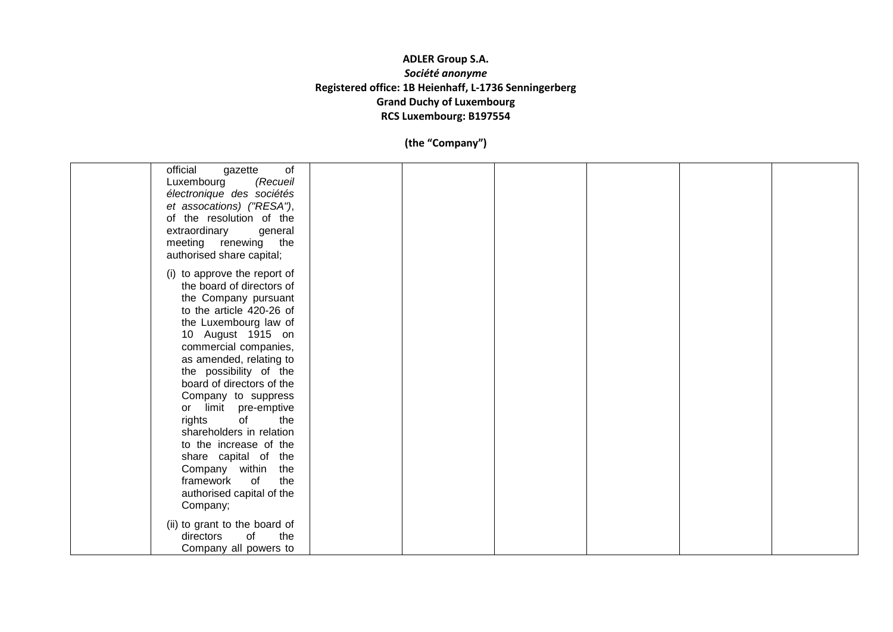**ADLER Group S.A.**
***Société anonyme***
**Registered office: 1B Heienhaff, L-1736 Senningerberg**
**Grand Duchy of Luxembourg**
**RCS Luxembourg: B197554**

**(the "Company")**

| | | | | | | | |
|---|---|---|---|---|---|---|---|
| | official gazette of Luxembourg *(Recueil électronique des sociétés et assocations) ("RESA")*, of the resolution of the extraordinary general meeting renewing the authorised share capital;<br><br>(i) to approve the report of the board of directors of the Company pursuant to the article 420-26 of the Luxembourg law of 10 August 1915 on commercial companies, as amended, relating to the possibility of the board of directors of the Company to suppress or limit pre-emptive rights of the shareholders in relation to the increase of the share capital of the Company within the framework of the authorised capital of the Company;<br><br>(ii) to grant to the board of directors of the Company all powers to | | | | | | |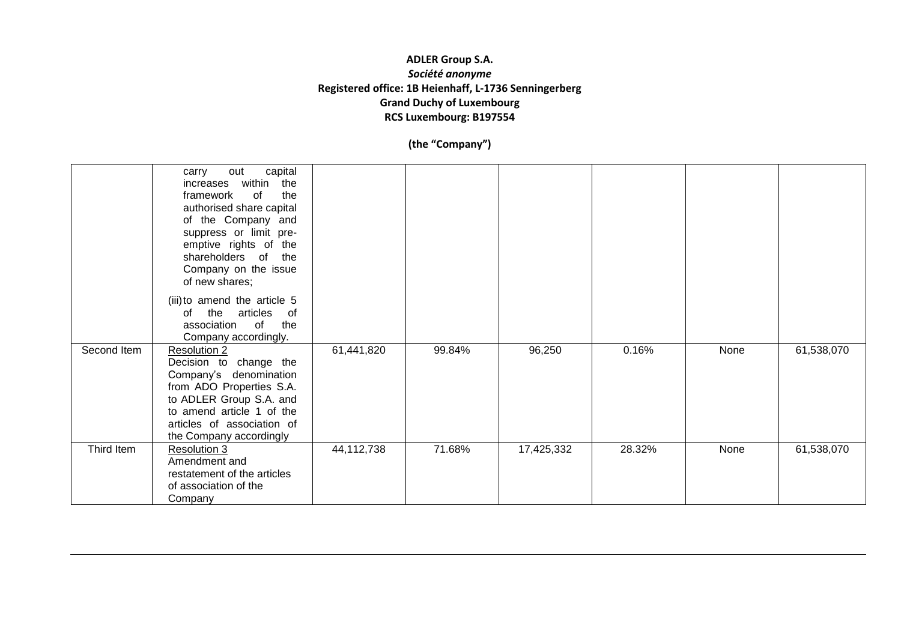**ADLER Group S.A.**
***Société anonyme***
**Registered office: 1B Heienhaff, L-1736 Senningerberg**
**Grand Duchy of Luxembourg**
**RCS Luxembourg: B197554**

**(the "Company")**

| | | | | | | | |
|---|---|---|---|---|---|---|---|
| | carry out capital increases within the framework of the authorised share capital of the Company and suppress or limit pre-emptive rights of the shareholders of the Company on the issue of new shares; (iii) to amend the article 5 of the articles of association of the Company accordingly. | | | | | | |
| Second Item | Resolution 2 Decision to change the Company's denomination from ADO Properties S.A. to ADLER Group S.A. and to amend article 1 of the articles of association of the Company accordingly | 61,441,820 | 99.84% | 96,250 | 0.16% | None | 61,538,070 |
| Third Item | Resolution 3 Amendment and restatement of the articles of association of the Company | 44,112,738 | 71.68% | 17,425,332 | 28.32% | None | 61,538,070 |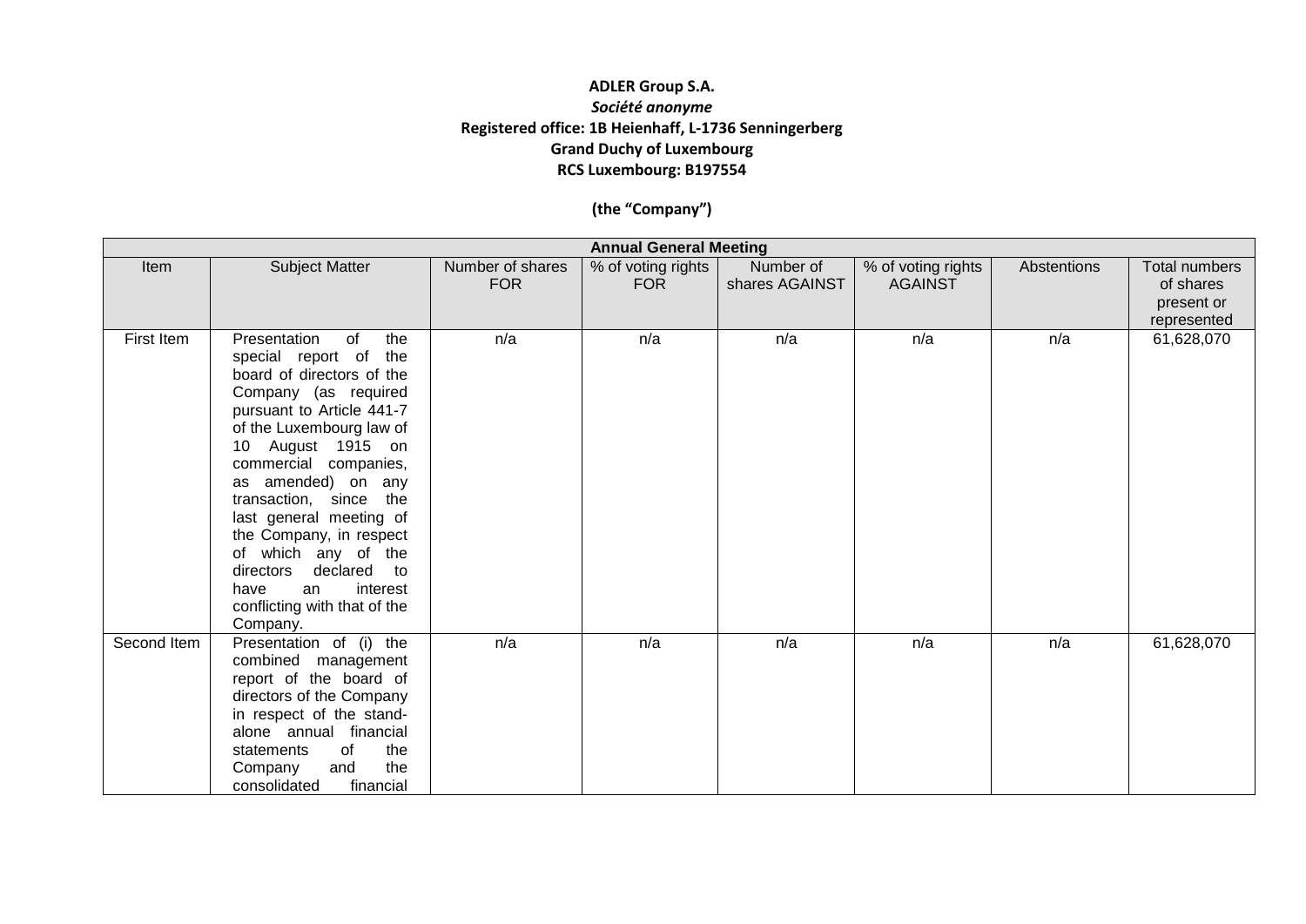**ADLER Group S.A.**
***Société anonyme***
**Registered office: 1B Heienhaff, L-1736 Senningerberg**
**Grand Duchy of Luxembourg**
**RCS Luxembourg: B197554**

**(the "Company")**

| Annual General Meeting | | | | | | | |
|---|---|---|---|---|---|---|---|
| Item | Subject Matter | Number of shares FOR | % of voting rights FOR | Number of shares AGAINST | % of voting rights AGAINST | Abstentions | Total numbers of shares present or represented |
| First Item | Presentation of the special report of the board of directors of the Company (as required pursuant to Article 441-7 of the Luxembourg law of 10 August 1915 on commercial companies, as amended) on any transaction, since the last general meeting of the Company, in respect of which any of the directors declared to have an interest conflicting with that of the Company. | n/a | n/a | n/a | n/a | n/a | 61,628,070 |
| Second Item | Presentation of (i) the combined management report of the board of directors of the Company in respect of the stand-alone annual financial statements of the Company and the consolidated financial | n/a | n/a | n/a | n/a | n/a | 61,628,070 |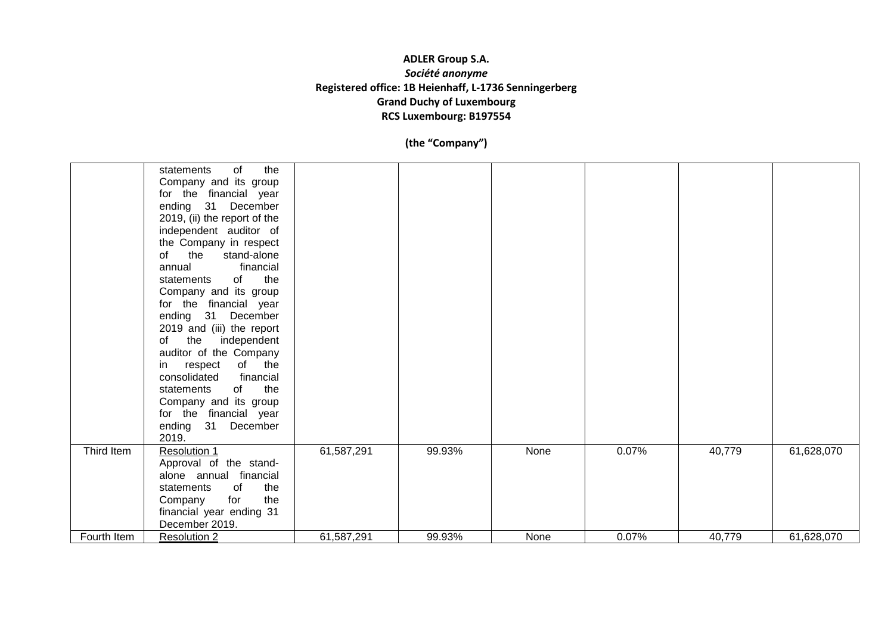**ADLER Group S.A.**
***Société anonyme***
**Registered office: 1B Heienhaff, L-1736 Senningerberg**
**Grand Duchy of Luxembourg**
**RCS Luxembourg: B197554**

**(the "Company")**

| | | | | | | | |
|---|---|---|---|---|---|---|---|
| | statements of the Company and its group for the financial year ending 31 December 2019, (ii) the report of the independent auditor of the Company in respect of the stand-alone annual financial statements of the Company and its group for the financial year ending 31 December 2019 and (iii) the report of the independent auditor of the Company in respect of the consolidated financial statements of the Company and its group for the financial year ending 31 December 2019. | | | | | | |
| Third Item | Resolution 1<br>Approval of the stand-alone annual financial statements of the Company for the financial year ending 31 December 2019. | 61,587,291 | 99.93% | None | 0.07% | 40,779 | 61,628,070 |
| Fourth Item | Resolution 2 | 61,587,291 | 99.93% | None | 0.07% | 40,779 | 61,628,070 |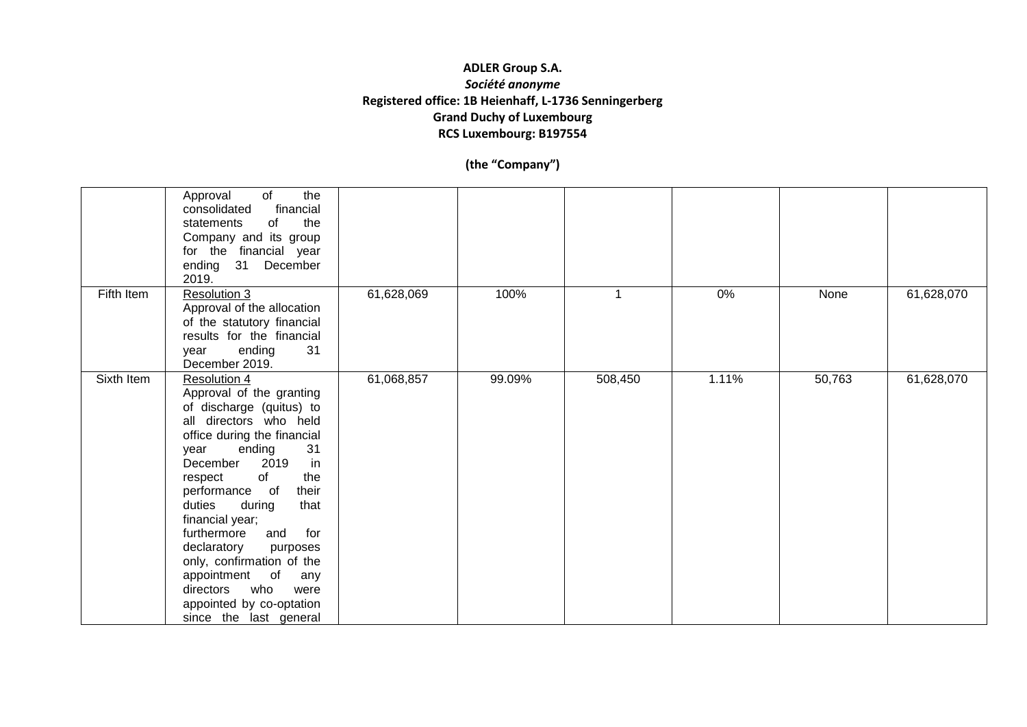**ADLER Group S.A.**
***Société anonyme***
**Registered office: 1B Heienhaff, L-1736 Senningerberg**
**Grand Duchy of Luxembourg**
**RCS Luxembourg: B197554**

**(the "Company")**

| | | | | | | | |
|---|---|---|---|---|---|---|---|
| | Approval of the consolidated financial statements of the Company and its group for the financial year ending 31 December 2019. | | | | | | |
| Fifth Item | Resolution 3<br>Approval of the allocation of the statutory financial results for the financial year ending 31 December 2019. | 61,628,069 | 100% | 1 | 0% | None | 61,628,070 |
| Sixth Item | Resolution 4<br>Approval of the granting of discharge (quitus) to all directors who held office during the financial year ending 31 December 2019 in respect of the performance of their duties during that financial year; furthermore and for declaratory purposes only, confirmation of the appointment of any directors who were appointed by co-optation since the last general | 61,068,857 | 99.09% | 508,450 | 1.11% | 50,763 | 61,628,070 |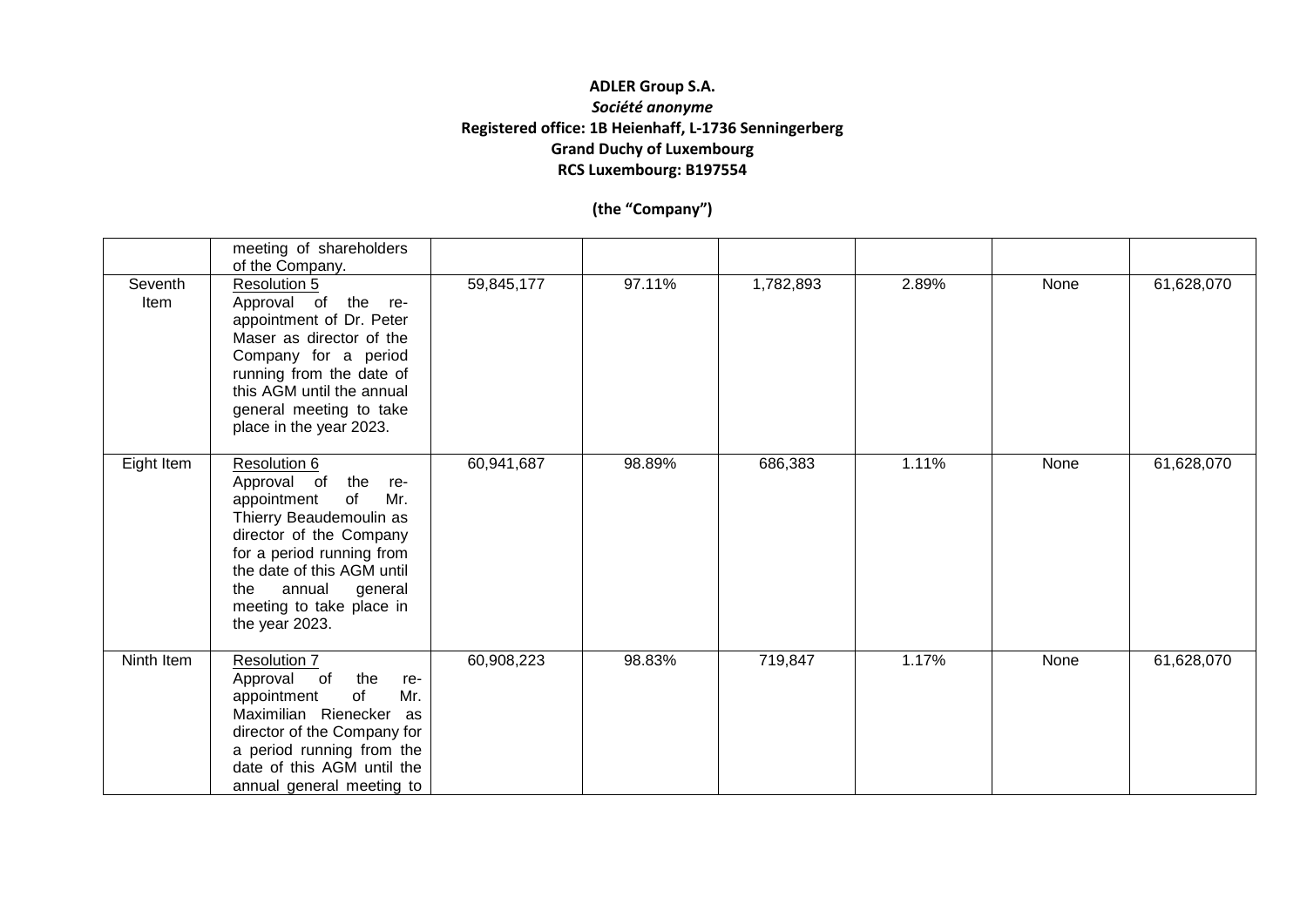**ADLER Group S.A.**
***Société anonyme***
**Registered office: 1B Heienhaff, L-1736 Senningerberg**
**Grand Duchy of Luxembourg**
**RCS Luxembourg: B197554**

**(the "Company")**

| | | | | | | | |
|---|---|---|---|---|---|---|---|
| | meeting of shareholders of the Company. | | | | | | |
| Seventh Item | Resolution 5<br>Approval of the re-appointment of Dr. Peter Maser as director of the Company for a period running from the date of this AGM until the annual general meeting to take place in the year 2023. | 59,845,177 | 97.11% | 1,782,893 | 2.89% | None | 61,628,070 |
| Eight Item | Resolution 6<br>Approval of the re-appointment of Mr. Thierry Beaudemoulin as director of the Company for a period running from the date of this AGM until the annual general meeting to take place in the year 2023. | 60,941,687 | 98.89% | 686,383 | 1.11% | None | 61,628,070 |
| Ninth Item | Resolution 7<br>Approval of the re-appointment of Mr. Maximilian Rienecker as director of the Company for a period running from the date of this AGM until the annual general meeting to | 60,908,223 | 98.83% | 719,847 | 1.17% | None | 61,628,070 |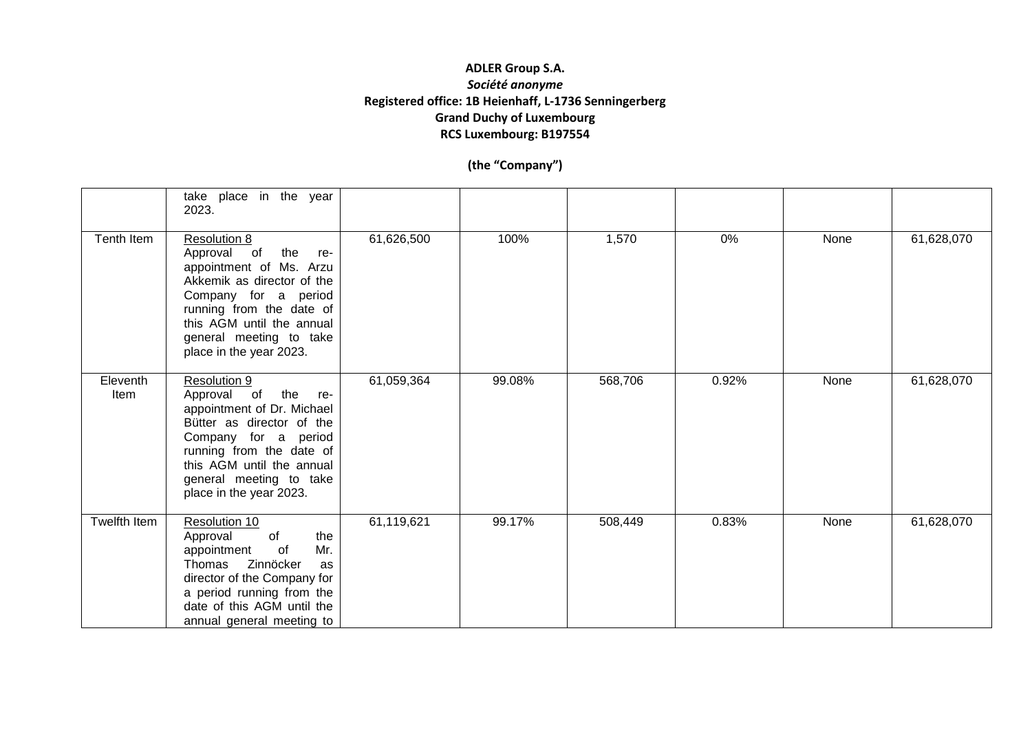**ADLER Group S.A.**
***Société anonyme***
**Registered office: 1B Heienhaff, L-1736 Senningerberg**
**Grand Duchy of Luxembourg**
**RCS Luxembourg: B197554**

**(the "Company")**

| | | | | | | | |
|---|---|---|---|---|---|---|---|
| | take place in the year 2023. | | | | | | |
| Tenth Item | Resolution 8<br>Approval of the re-appointment of Ms. Arzu Akkemik as director of the Company for a period running from the date of this AGM until the annual general meeting to take place in the year 2023. | 61,626,500 | 100% | 1,570 | 0% | None | 61,628,070 |
| Eleventh Item | Resolution 9<br>Approval of the re-appointment of Dr. Michael Bütter as director of the Company for a period running from the date of this AGM until the annual general meeting to take place in the year 2023. | 61,059,364 | 99.08% | 568,706 | 0.92% | None | 61,628,070 |
| Twelfth Item | Resolution 10<br>Approval of the appointment of Mr. Thomas Zinnöcker as director of the Company for a period running from the date of this AGM until the annual general meeting to | 61,119,621 | 99.17% | 508,449 | 0.83% | None | 61,628,070 |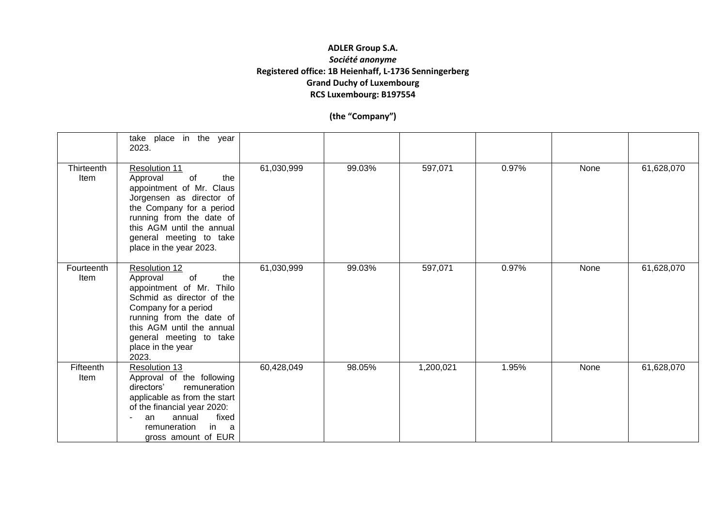**ADLER Group S.A.**
***Société anonyme***
**Registered office: 1B Heienhaff, L-1736 Senningerberg**
**Grand Duchy of Luxembourg**
**RCS Luxembourg: B197554**

**(the "Company")**

| | | | | | | | |
|---|---|---|---|---|---|---|---|
| | take place in the year 2023. | | | | | | |
| Thirteenth Item | Resolution 11<br>Approval of the appointment of Mr. Claus Jorgensen as director of the Company for a period running from the date of this AGM until the annual general meeting to take place in the year 2023. | 61,030,999 | 99.03% | 597,071 | 0.97% | None | 61,628,070 |
| Fourteenth Item | Resolution 12<br>Approval of the appointment of Mr. Thilo Schmid as director of the Company for a period running from the date of this AGM until the annual general meeting to take place in the year 2023. | 61,030,999 | 99.03% | 597,071 | 0.97% | None | 61,628,070 |
| Fifteenth Item | Resolution 13<br>Approval of the following directors' remuneration applicable as from the start of the financial year 2020:<br>- an annual fixed remuneration in a gross amount of EUR | 60,428,049 | 98.05% | 1,200,021 | 1.95% | None | 61,628,070 |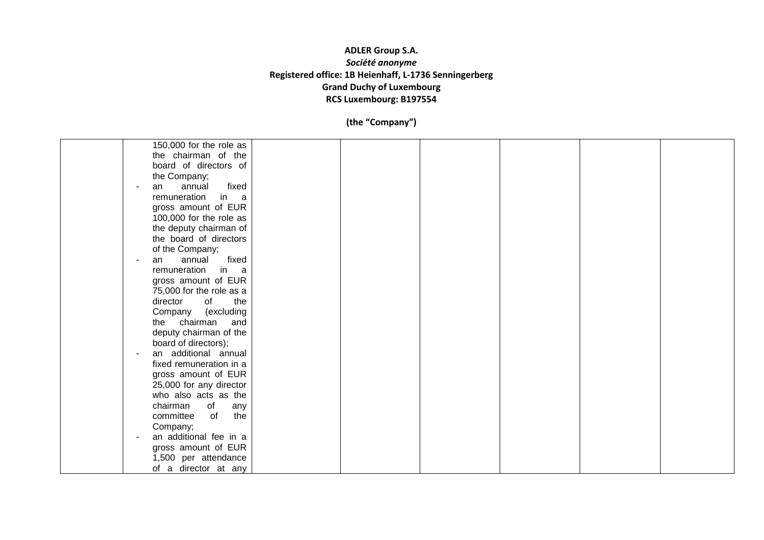**ADLER Group S.A.**
***Société anonyme***
**Registered office: 1B Heienhaff, L-1736 Senningerberg**
**Grand Duchy of Luxembourg**
**RCS Luxembourg: B197554**

**(the "Company")**

| | | | | | | | |
|---|---|---|---|---|---|---|---|
| | 150,000 for the role as the chairman of the board of directors of the Company;<br>- an annual fixed remuneration in a gross amount of EUR 100,000 for the role as the deputy chairman of the board of directors of the Company;<br>- an annual fixed remuneration in a gross amount of EUR 75,000 for the role as a director of the Company (excluding the chairman and deputy chairman of the board of directors);<br>- an additional annual fixed remuneration in a gross amount of EUR 25,000 for any director who also acts as the chairman of any committee of the Company;<br>- an additional fee in a gross amount of EUR 1,500 per attendance of a director at any | | | | | | |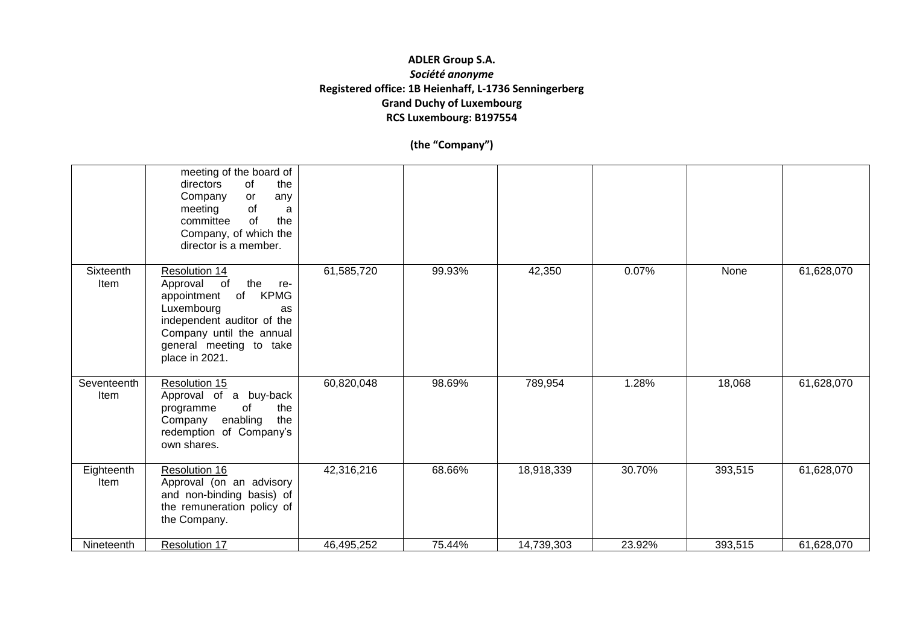**ADLER Group S.A.**
***Société anonyme***
**Registered office: 1B Heienhaff, L-1736 Senningerberg**
**Grand Duchy of Luxembourg**
**RCS Luxembourg: B197554**

**(the "Company")**

| | | | | | | | |
|---|---|---|---|---|---|---|---|
| | meeting of the board of directors of the Company or any meeting of a committee of the Company, of which the director is a member. | | | | | | |
| Sixteenth Item | Resolution 14<br>Approval of the re-appointment of KPMG Luxembourg as independent auditor of the Company until the annual general meeting to take place in 2021. | 61,585,720 | 99.93% | 42,350 | 0.07% | None | 61,628,070 |
| Seventeenth Item | Resolution 15<br>Approval of a buy-back programme of the Company enabling the redemption of Company's own shares. | 60,820,048 | 98.69% | 789,954 | 1.28% | 18,068 | 61,628,070 |
| Eighteenth Item | Resolution 16<br>Approval (on an advisory and non-binding basis) of the remuneration policy of the Company. | 42,316,216 | 68.66% | 18,918,339 | 30.70% | 393,515 | 61,628,070 |
| Nineteenth | Resolution 17 | 46,495,252 | 75.44% | 14,739,303 | 23.92% | 393,515 | 61,628,070 |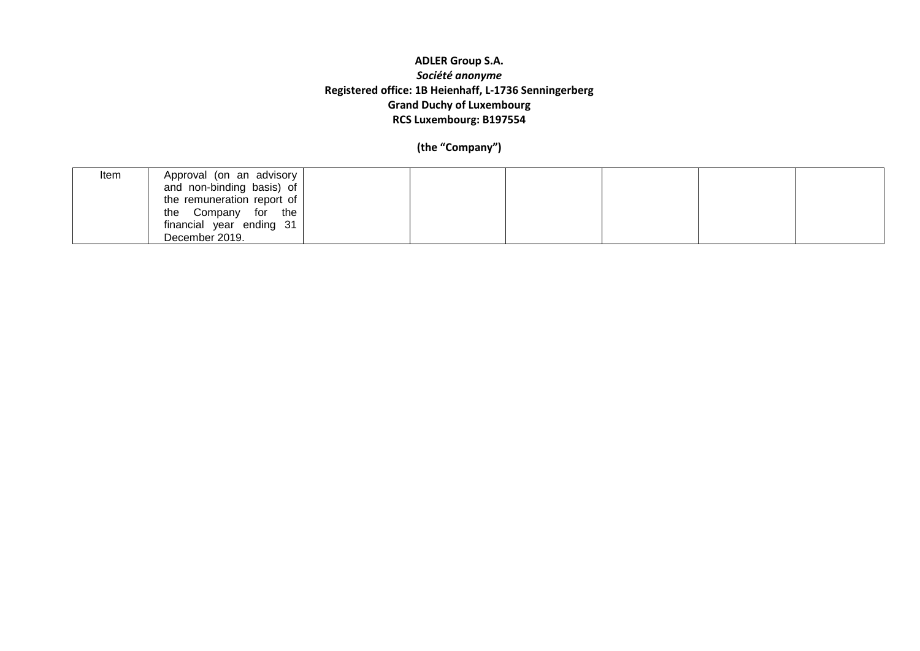**ADLER Group S.A.**
***Société anonyme***
**Registered office: 1B Heienhaff, L-1736 Senningerberg**
**Grand Duchy of Luxembourg**
**RCS Luxembourg: B197554**

**(the "Company")**

| | | | | | | | |
|---|---|---|---|---|---|---|---|
| Item | Approval (on an advisory and non-binding basis) of the remuneration report of the Company for the financial year ending 31 December 2019. | | | | | | |